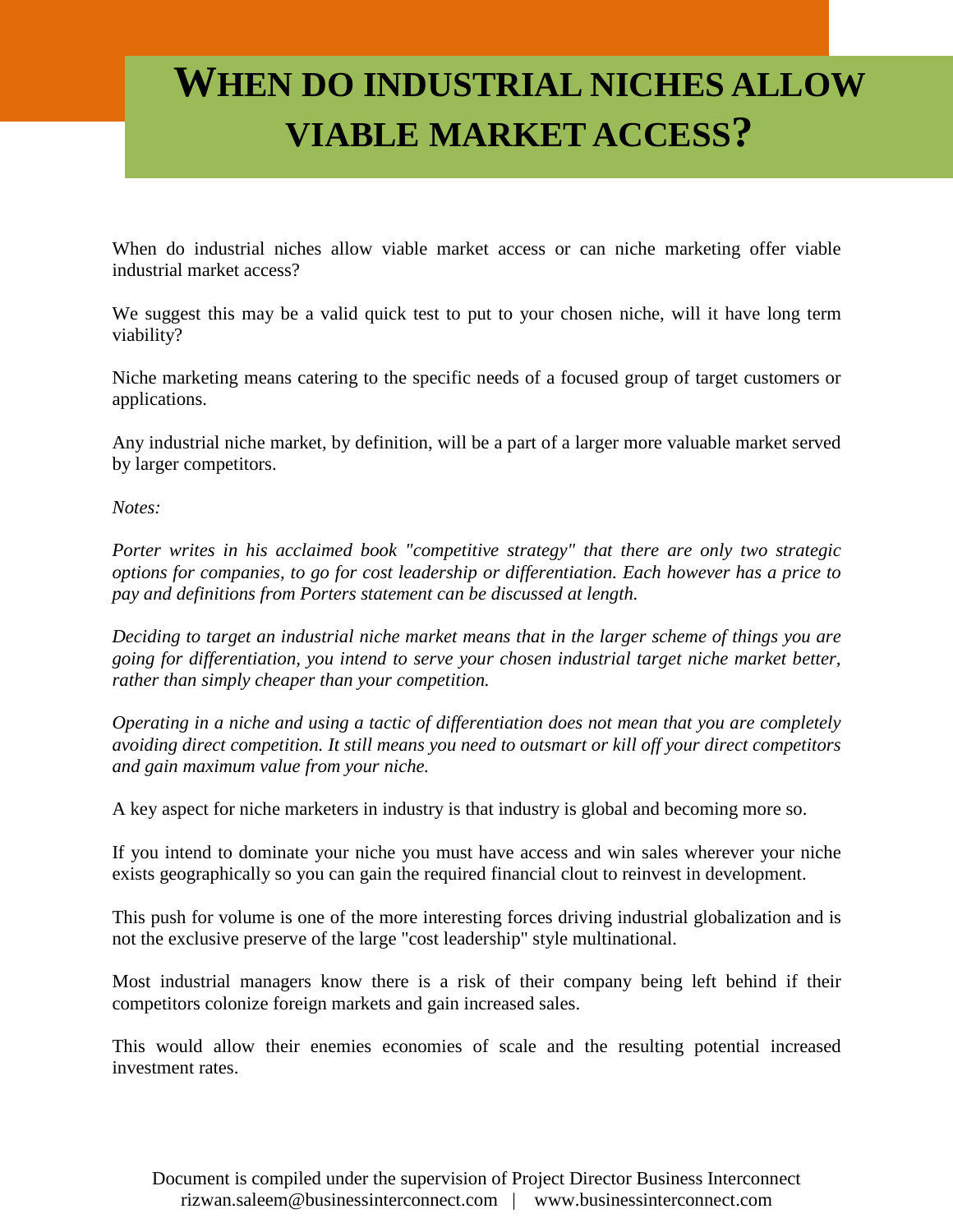# WHEN DO INDUSTRIAL NICHES ALLOW VIABLE MARKET ACCESS?

When do industrial niches allow viable market access or can niche marketing offer viable industrial market access?

We suggest this may be a valid quick test to put to your chosen niche, will it have long term viability?

Niche marketing means catering to the specific needs of a focused group of target customers or applications.

Any industrial niche market, by definition, will be a part of a larger more valuable market served by larger competitors.

*Notes:*

*Porter writes in his acclaimed book "competitive strategy" that there are only two strategic options for companies, to go for cost leadership or differentiation. Each however has a price to pay and definitions from Porters statement can be discussed at length.*

*Deciding to target an industrial niche market means that in the larger scheme of things you are going for differentiation, you intend to serve your chosen industrial target niche market better, rather than simply cheaper than your competition.*

*Operating in a niche and using a tactic of differentiation does not mean that you are completely avoiding direct competition. It still means you need to outsmart or kill off your direct competitors and gain maximum value from your niche.*

A key aspect for niche marketers in industry is that industry is global and becoming more so.

If you intend to dominate your niche you must have access and win sales wherever your niche exists geographically so you can gain the required financial clout to reinvest in development.

This push for volume is one of the more interesting forces driving industrial globalization and is not the exclusive preserve of the large "cost leadership" style multinational.

Most industrial managers know there is a risk of their company being left behind if their competitors colonize foreign markets and gain increased sales.

This would allow their enemies economies of scale and the resulting potential increased investment rates.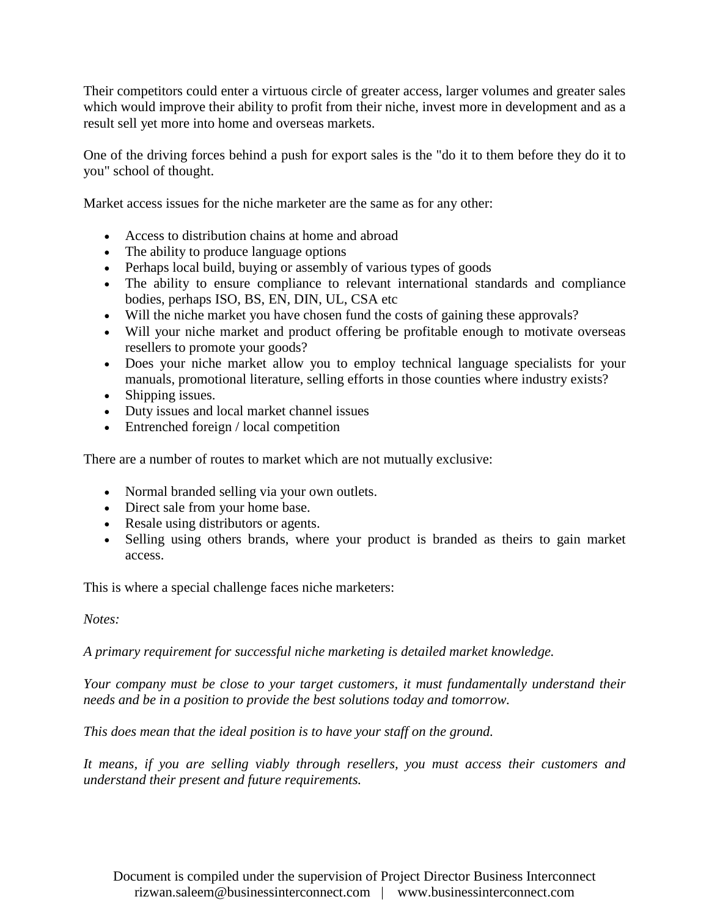Their competitors could enter a virtuous circle of greater access, larger volumes and greater sales which would improve their ability to profit from their niche, invest more in development and as a result sell yet more into home and overseas markets.

One of the driving forces behind a push for export sales is the "do it to them before they do it to you" school of thought.

Market access issues for the niche marketer are the same as for any other:

- Access to distribution chains at home and abroad
- The ability to produce language options
- Perhaps local build, buying or assembly of various types of goods
- The ability to ensure compliance to relevant international standards and compliance bodies, perhaps ISO, BS, EN, DIN, UL, CSA etc
- Will the niche market you have chosen fund the costs of gaining these approvals?
- Will your niche market and product offering be profitable enough to motivate overseas resellers to promote your goods?
- Does your niche market allow you to employ technical language specialists for your manuals, promotional literature, selling efforts in those counties where industry exists?
- Shipping issues.
- Duty issues and local market channel issues
- Entrenched foreign / local competition

There are a number of routes to market which are not mutually exclusive:

- Normal branded selling via your own outlets.
- Direct sale from your home base.
- Resale using distributors or agents.
- Selling using others brands, where your product is branded as theirs to gain market access.

This is where a special challenge faces niche marketers:

*Notes:*

*A primary requirement for successful niche marketing is detailed market knowledge.*

*Your company must be close to your target customers, it must fundamentally understand their needs and be in a position to provide the best solutions today and tomorrow.*

*This does mean that the ideal position is to have your staff on the ground.*

*It means, if you are selling viably through resellers, you must access their customers and understand their present and future requirements.*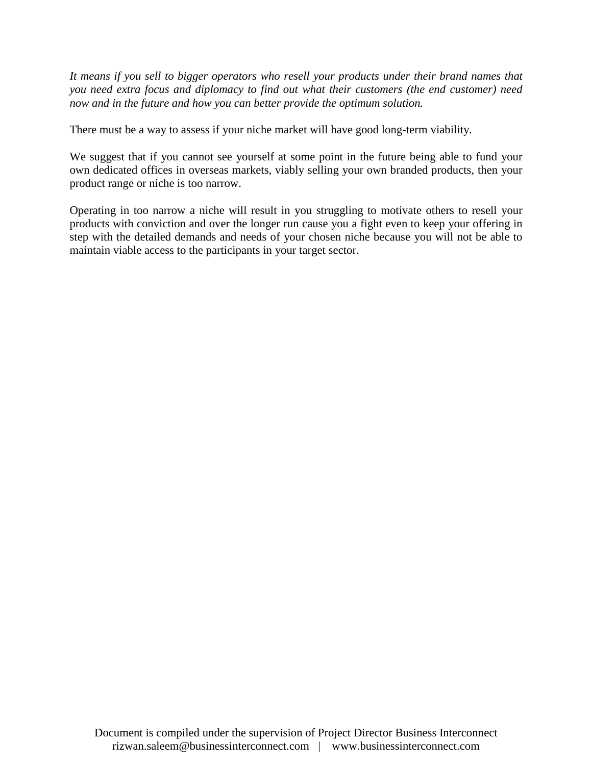*It means if you sell to bigger operators who resell your products under their brand names that you need extra focus and diplomacy to find out what their customers (the end customer) need now and in the future and how you can better provide the optimum solution.*

There must be a way to assess if your niche market will have good long-term viability.

We suggest that if you cannot see yourself at some point in the future being able to fund your own dedicated offices in overseas markets, viably selling your own branded products, then your product range or niche is too narrow.

Operating in too narrow a niche will result in you struggling to motivate others to resell your products with conviction and over the longer run cause you a fight even to keep your offering in step with the detailed demands and needs of your chosen niche because you will not be able to maintain viable access to the participants in your target sector.